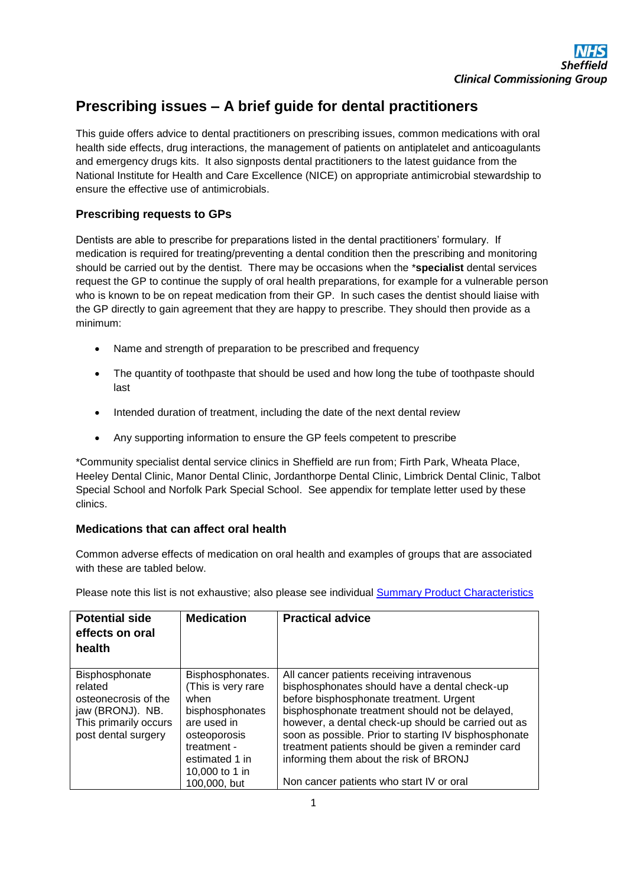NHS Sheffield Clinical Commissioning Group

# Prescribing issues – A brief guide for dental practitioners

This guide offers advice to dental practitioners on prescribing issues, common medications with oral health side effects, drug interactions, the management of patients on antiplatelet and anticoagulants and emergency drugs kits. It also signposts dental practitioners to the latest guidance from the National Institute for Health and Care Excellence (NICE) on appropriate antimicrobial stewardship to ensure the effective use of antimicrobials.

### Prescribing requests to GPs

Dentists are able to prescribe for preparations listed in the dental practitioners' formulary. If medication is required for treating/preventing a dental condition then the prescribing and monitoring should be carried out by the dentist. There may be occasions when the ***specialist** dental services request the GP to continue the supply of oral health preparations, for example for a vulnerable person who is known to be on repeat medication from their GP. In such cases the dentist should liaise with the GP directly to gain agreement that they are happy to prescribe. They should then provide as a minimum:

- Name and strength of preparation to be prescribed and frequency
- The quantity of toothpaste that should be used and how long the tube of toothpaste should last
- Intended duration of treatment, including the date of the next dental review
- Any supporting information to ensure the GP feels competent to prescribe

*Community specialist dental service clinics in Sheffield are run from; Firth Park, Wheata Place, Heeley Dental Clinic, Manor Dental Clinic, Jordanthorpe Dental Clinic, Limbrick Dental Clinic, Talbot Special School and Norfolk Park Special School. See appendix for template letter used by these clinics.

### Medications that can affect oral health

Common adverse effects of medication on oral health and examples of groups that are associated with these are tabled below.

Please note this list is not exhaustive; also please see individual Summary Product Characteristics

| Potential side effects on oral health | Medication | Practical advice |
|---|---|---|
| Bisphosphonate related osteonecrosis of the jaw (BRONJ). NB. This primarily occurs post dental surgery | Bisphosphonates. (This is very rare when bisphosphonates are used in osteoporosis treatment - estimated 1 in 10,000 to 1 in 100,000, but | All cancer patients receiving intravenous bisphosphonates should have a dental check-up before bisphosphonate treatment. Urgent bisphosphonate treatment should not be delayed, however, a dental check-up should be carried out as soon as possible. Prior to starting IV bisphosphonate treatment patients should be given a reminder card informing them about the risk of BRONJ<br><br>Non cancer patients who start IV or oral |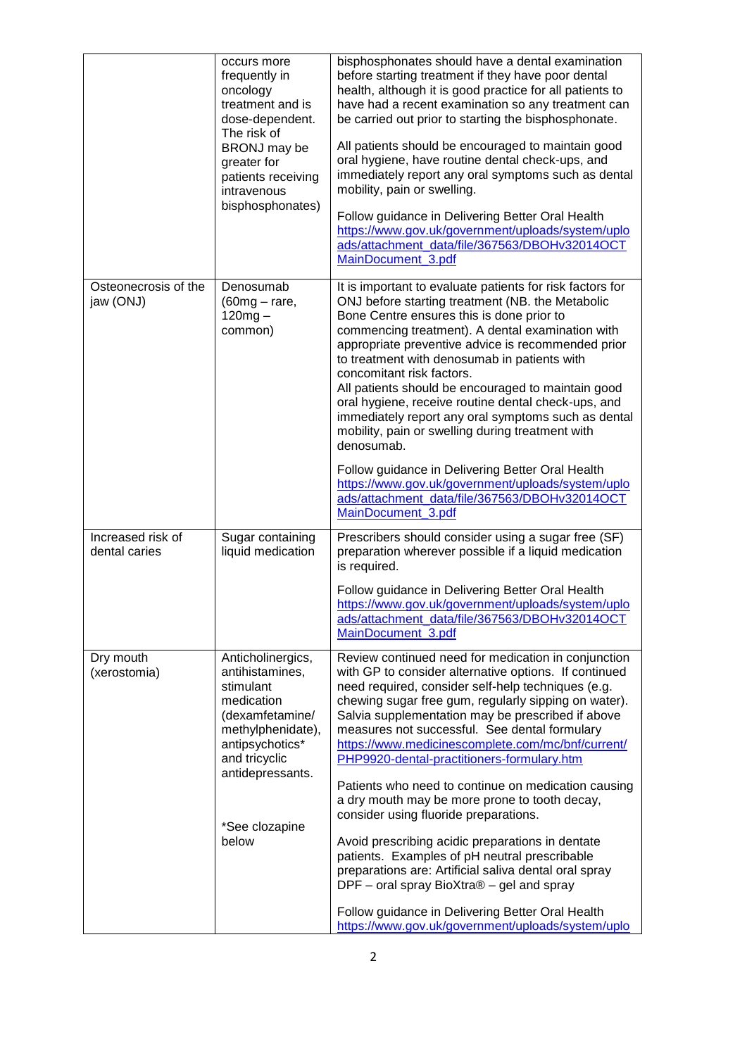| | | |
|---|---|---|
| | occurs more frequently in oncology treatment and is dose-dependent. The risk of BRONJ may be greater for patients receiving intravenous bisphosphonates) | bisphosphonates should have a dental examination before starting treatment if they have poor dental health, although it is good practice for all patients to have had a recent examination so any treatment can be carried out prior to starting the bisphosphonate.<br><br>All patients should be encouraged to maintain good oral hygiene, have routine dental check-ups, and immediately report any oral symptoms such as dental mobility, pain or swelling.<br><br>Follow guidance in Delivering Better Oral Health https://www.gov.uk/government/uploads/system/uploads/attachment_data/file/367563/DBOHv32014OCTMainDocument_3.pdf |
| Osteonecrosis of the jaw (ONJ) | Denosumab (60mg – rare, 120mg – common) | It is important to evaluate patients for risk factors for ONJ before starting treatment (NB. the Metabolic Bone Centre ensures this is done prior to commencing treatment). A dental examination with appropriate preventive advice is recommended prior to treatment with denosumab in patients with concomitant risk factors.<br>All patients should be encouraged to maintain good oral hygiene, receive routine dental check-ups, and immediately report any oral symptoms such as dental mobility, pain or swelling during treatment with denosumab.<br><br>Follow guidance in Delivering Better Oral Health https://www.gov.uk/government/uploads/system/uploads/attachment_data/file/367563/DBOHv32014OCTMainDocument_3.pdf |
| Increased risk of dental caries | Sugar containing liquid medication | Prescribers should consider using a sugar free (SF) preparation wherever possible if a liquid medication is required.<br><br>Follow guidance in Delivering Better Oral Health https://www.gov.uk/government/uploads/system/uploads/attachment_data/file/367563/DBOHv32014OCTMainDocument_3.pdf |
| Dry mouth (xerostomia) | Anticholinergics, antihistamines, stimulant medication (dexamfetamine/methylphenidate), antipsychotics* and tricyclic antidepressants.<br><br>*See clozapine below | Review continued need for medication in conjunction with GP to consider alternative options. If continued need required, consider self-help techniques (e.g. chewing sugar free gum, regularly sipping on water). Salvia supplementation may be prescribed if above measures not successful. See dental formulary https://www.medicinescomplete.com/mc/bnf/current/PHP9920-dental-practitioners-formulary.htm<br><br>Patients who need to continue on medication causing a dry mouth may be more prone to tooth decay, consider using fluoride preparations.<br><br>Avoid prescribing acidic preparations in dentate patients. Examples of pH neutral prescribable preparations are: Artificial saliva dental oral spray DPF – oral spray BioXtra® – gel and spray<br><br>Follow guidance in Delivering Better Oral Health https://www.gov.uk/government/uploads/system/uplo |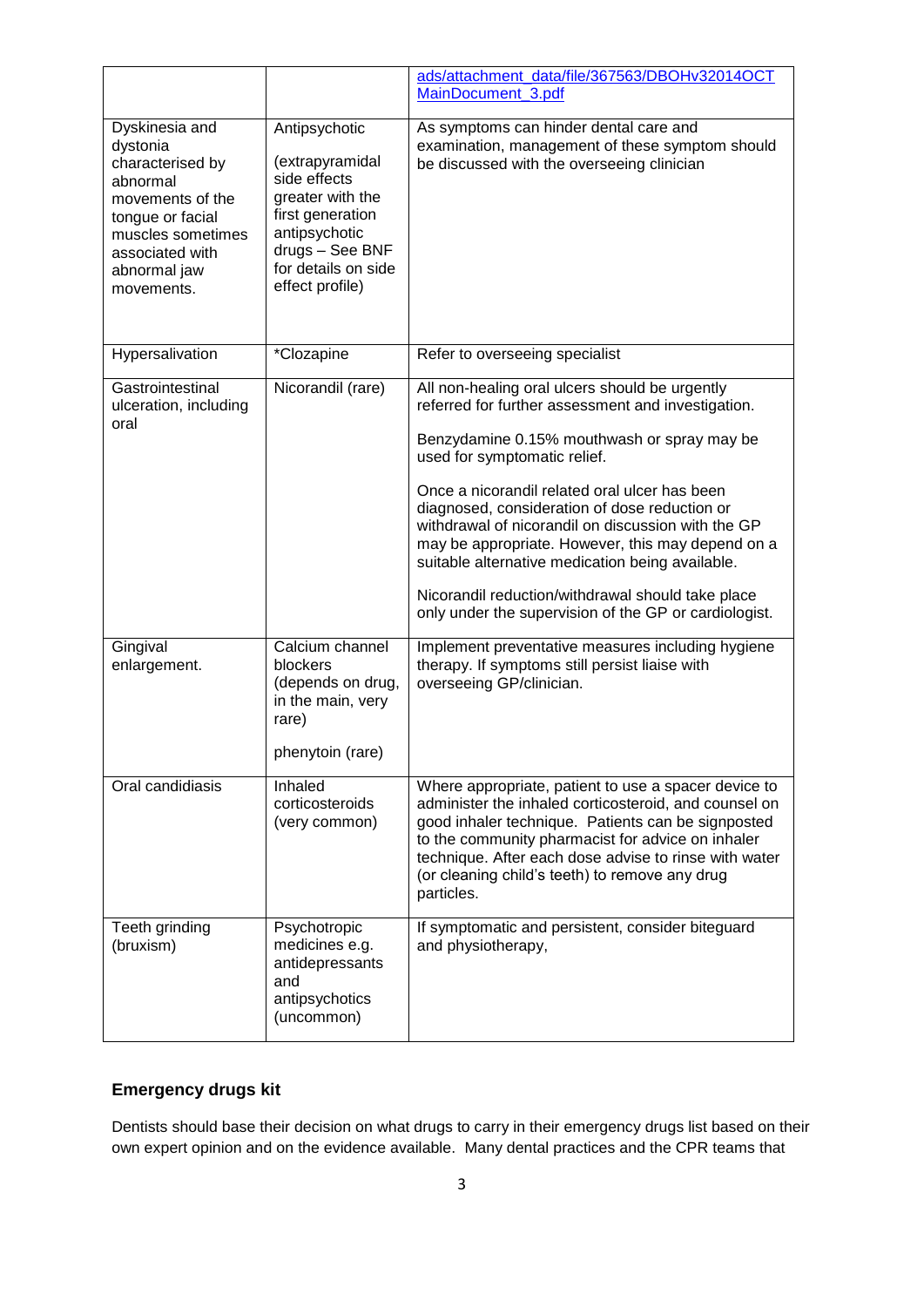| | | |
|---|---|---|
| | | ads/attachment_data/file/367563/DBOHv32014OCT MainDocument_3.pdf |
| Dyskinesia and dystonia characterised by abnormal movements of the tongue or facial muscles sometimes associated with abnormal jaw movements. | Antipsychotic (extrapyramidal side effects greater with the first generation antipsychotic drugs – See BNF for details on side effect profile) | As symptoms can hinder dental care and examination, management of these symptom should be discussed with the overseeing clinician |
| Hypersalivation | *Clozapine | Refer to overseeing specialist |
| Gastrointestinal ulceration, including oral | Nicorandil (rare) | All non-healing oral ulcers should be urgently referred for further assessment and investigation.<br><br>Benzydamine 0.15% mouthwash or spray may be used for symptomatic relief.<br><br>Once a nicorandil related oral ulcer has been diagnosed, consideration of dose reduction or withdrawal of nicorandil on discussion with the GP may be appropriate. However, this may depend on a suitable alternative medication being available.<br><br>Nicorandil reduction/withdrawal should take place only under the supervision of the GP or cardiologist. |
| Gingival enlargement. | Calcium channel blockers (depends on drug, in the main, very rare)<br><br>phenytoin (rare) | Implement preventative measures including hygiene therapy. If symptoms still persist liaise with overseeing GP/clinician. |
| Oral candidiasis | Inhaled corticosteroids (very common) | Where appropriate, patient to use a spacer device to administer the inhaled corticosteroid, and counsel on good inhaler technique. Patients can be signposted to the community pharmacist for advice on inhaler technique. After each dose advise to rinse with water (or cleaning child's teeth) to remove any drug particles. |
| Teeth grinding (bruxism) | Psychotropic medicines e.g. antidepressants and antipsychotics (uncommon) | If symptomatic and persistent, consider biteguard and physiotherapy, |

## Emergency drugs kit

Dentists should base their decision on what drugs to carry in their emergency drugs list based on their own expert opinion and on the evidence available. Many dental practices and the CPR teams that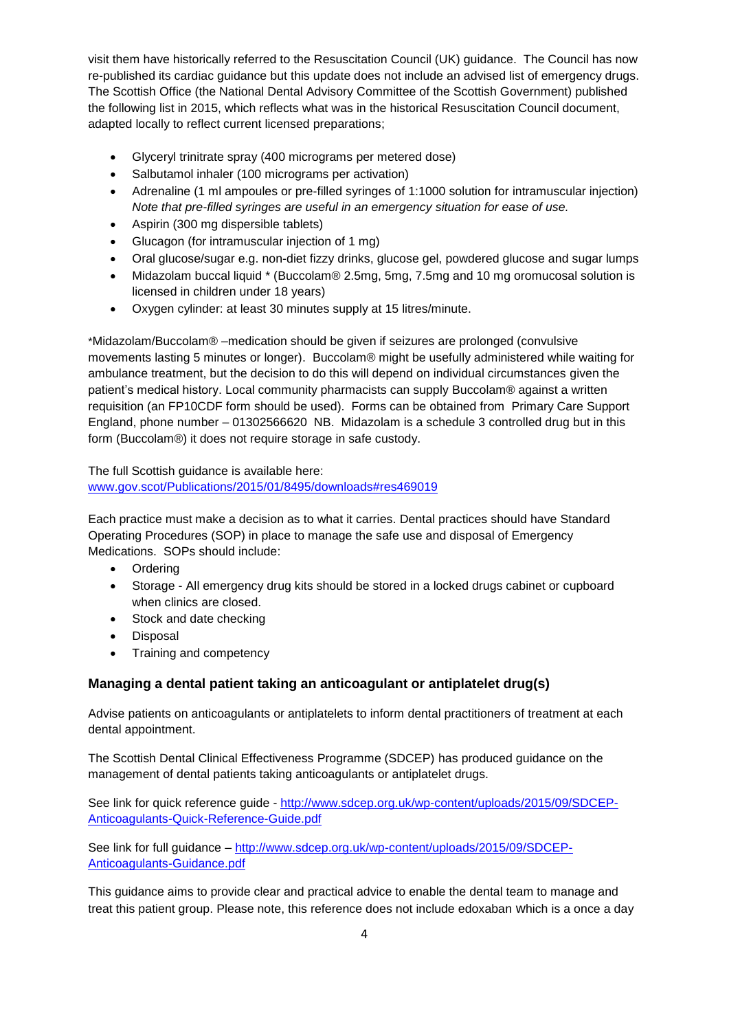visit them have historically referred to the Resuscitation Council (UK) guidance. The Council has now re-published its cardiac guidance but this update does not include an advised list of emergency drugs. The Scottish Office (the National Dental Advisory Committee of the Scottish Government) published the following list in 2015, which reflects what was in the historical Resuscitation Council document, adapted locally to reflect current licensed preparations;

- Glyceryl trinitrate spray (400 micrograms per metered dose)
- Salbutamol inhaler (100 micrograms per activation)
- Adrenaline (1 ml ampoules or pre-filled syringes of 1:1000 solution for intramuscular injection) *Note that pre-filled syringes are useful in an emergency situation for ease of use.*
- Aspirin (300 mg dispersible tablets)
- Glucagon (for intramuscular injection of 1 mg)
- Oral glucose/sugar e.g. non-diet fizzy drinks, glucose gel, powdered glucose and sugar lumps
- Midazolam buccal liquid * (Buccolam® 2.5mg, 5mg, 7.5mg and 10 mg oromucosal solution is licensed in children under 18 years)
- Oxygen cylinder: at least 30 minutes supply at 15 litres/minute.

*Midazolam/Buccolam® –medication should be given if seizures are prolonged (convulsive movements lasting 5 minutes or longer). Buccolam® might be usefully administered while waiting for ambulance treatment, but the decision to do this will depend on individual circumstances given the patient's medical history. Local community pharmacists can supply Buccolam® against a written requisition (an FP10CDF form should be used). Forms can be obtained from Primary Care Support England, phone number – 01302566620 NB. Midazolam is a schedule 3 controlled drug but in this form (Buccolam®) it does not require storage in safe custody.

The full Scottish guidance is available here:
[www.gov.scot/Publications/2015/01/8495/downloads#res469019](www.gov.scot/Publications/2015/01/8495/downloads#res469019)

Each practice must make a decision as to what it carries. Dental practices should have Standard Operating Procedures (SOP) in place to manage the safe use and disposal of Emergency Medications. SOPs should include:

- Ordering
- Storage - All emergency drug kits should be stored in a locked drugs cabinet or cupboard when clinics are closed.
- Stock and date checking
- Disposal
- Training and competency

### Managing a dental patient taking an anticoagulant or antiplatelet drug(s)

Advise patients on anticoagulants or antiplatelets to inform dental practitioners of treatment at each dental appointment.

The Scottish Dental Clinical Effectiveness Programme (SDCEP) has produced guidance on the management of dental patients taking anticoagulants or antiplatelet drugs.

See link for quick reference guide - [http://www.sdcep.org.uk/wp-content/uploads/2015/09/SDCEP-Anticoagulants-Quick-Reference-Guide.pdf](http://www.sdcep.org.uk/wp-content/uploads/2015/09/SDCEP-Anticoagulants-Quick-Reference-Guide.pdf)

See link for full guidance – [http://www.sdcep.org.uk/wp-content/uploads/2015/09/SDCEP-Anticoagulants-Guidance.pdf](http://www.sdcep.org.uk/wp-content/uploads/2015/09/SDCEP-Anticoagulants-Guidance.pdf)

This guidance aims to provide clear and practical advice to enable the dental team to manage and treat this patient group. Please note, this reference does not include edoxaban which is a once a day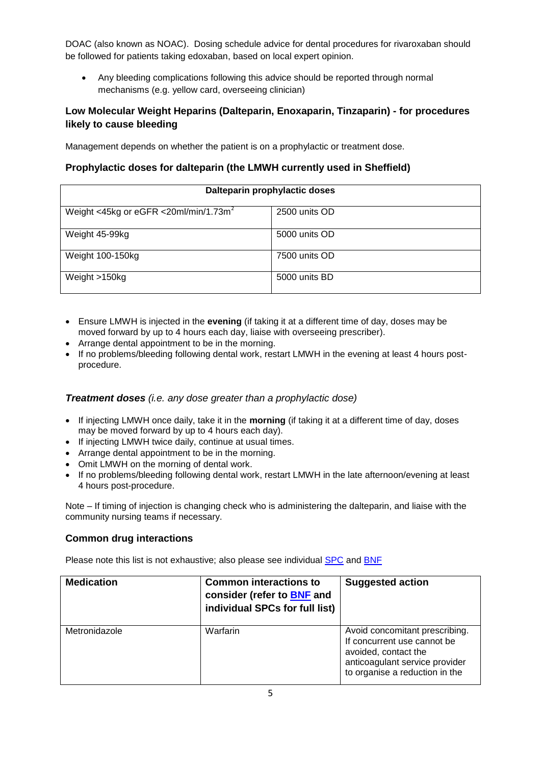DOAC (also known as NOAC). Dosing schedule advice for dental procedures for rivaroxaban should be followed for patients taking edoxaban, based on local expert opinion.

- Any bleeding complications following this advice should be reported through normal mechanisms (e.g. yellow card, overseeing clinician)

### Low Molecular Weight Heparins (Dalteparin, Enoxaparin, Tinzaparin) - for procedures likely to cause bleeding

Management depends on whether the patient is on a prophylactic or treatment dose.

### Prophylactic doses for dalteparin (the LMWH currently used in Sheffield)

| Dalteparin prophylactic doses | |
|---|---|
| Weight <45kg or eGFR <20ml/min/1.73m$^2$ | 2500 units OD |
| Weight 45-99kg | 5000 units OD |
| Weight 100-150kg | 7500 units OD |
| Weight >150kg | 5000 units BD |

- Ensure LMWH is injected in the **evening** (if taking it at a different time of day, doses may be moved forward by up to 4 hours each day, liaise with overseeing prescriber).
- Arrange dental appointment to be in the morning.
- If no problems/bleeding following dental work, restart LMWH in the evening at least 4 hours post-procedure.

### ***Treatment doses*** *(i.e. any dose greater than a prophylactic dose)*

- If injecting LMWH once daily, take it in the **morning** (if taking it at a different time of day, doses may be moved forward by up to 4 hours each day).
- If injecting LMWH twice daily, continue at usual times.
- Arrange dental appointment to be in the morning.
- Omit LMWH on the morning of dental work.
- If no problems/bleeding following dental work, restart LMWH in the late afternoon/evening at least 4 hours post-procedure.

Note – If timing of injection is changing check who is administering the dalteparin, and liaise with the community nursing teams if necessary.

### Common drug interactions

Please note this list is not exhaustive; also please see individual SPC and BNF

| Medication | Common interactions to consider (refer to BNF and individual SPCs for full list) | Suggested action |
|---|---|---|
| Metronidazole | Warfarin | Avoid concomitant prescribing. If concurrent use cannot be avoided, contact the anticoagulant service provider to organise a reduction in the |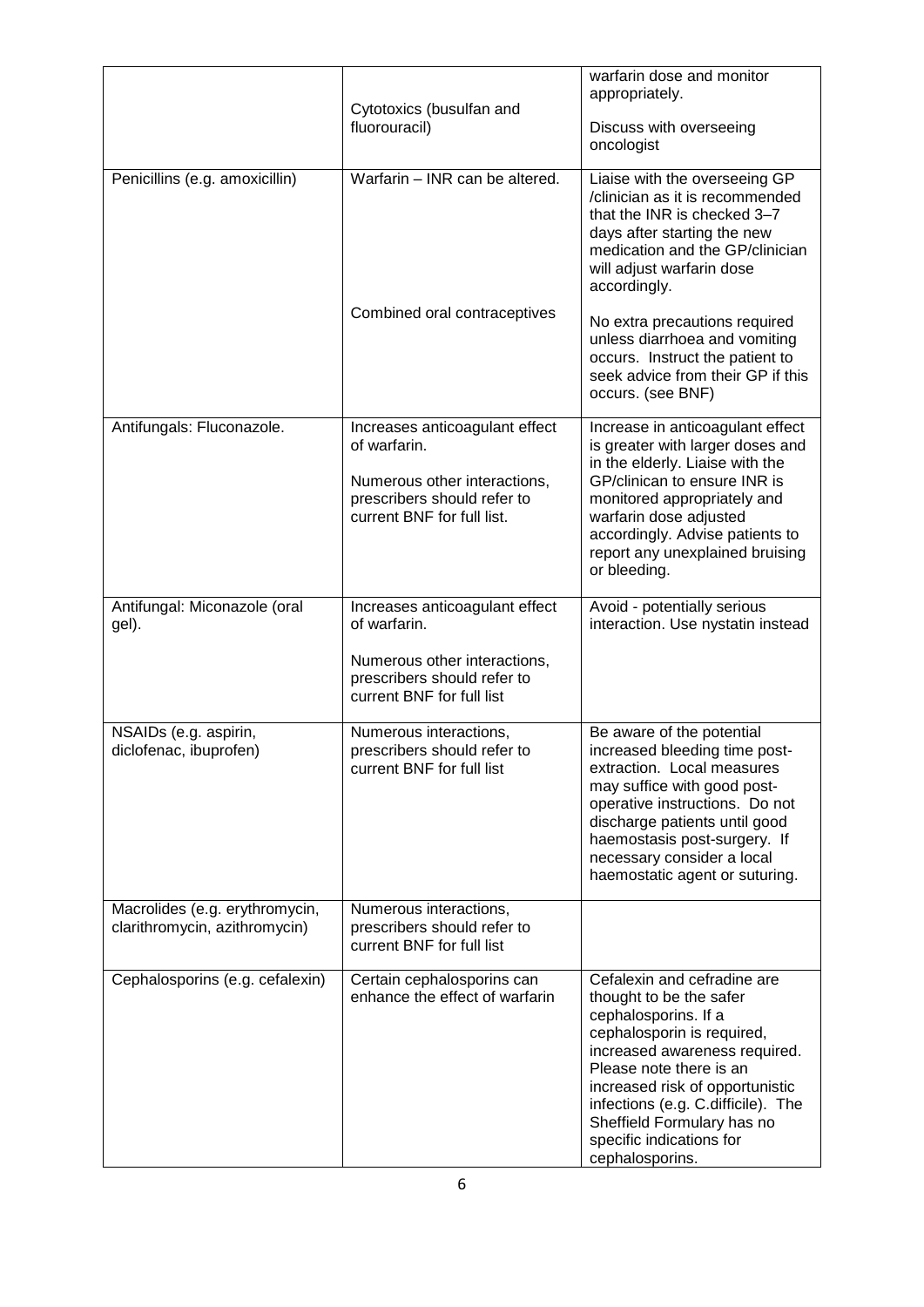| | | |
|---|---|---|
| | Cytotoxics (busulfan and fluorouracil) | warfarin dose and monitor appropriately.<br><br>Discuss with overseeing oncologist |
| Penicillins (e.g. amoxicillin) | Warfarin – INR can be altered.<br><br><br><br><br><br>Combined oral contraceptives | Liaise with the overseeing GP /clinician as it is recommended that the INR is checked 3–7 days after starting the new medication and the GP/clinician will adjust warfarin dose accordingly.<br><br>No extra precautions required unless diarrhoea and vomiting occurs. Instruct the patient to seek advice from their GP if this occurs. (see BNF) |
| Antifungals: Fluconazole. | Increases anticoagulant effect of warfarin.<br><br>Numerous other interactions, prescribers should refer to current BNF for full list. | Increase in anticoagulant effect is greater with larger doses and in the elderly. Liaise with the GP/clinican to ensure INR is monitored appropriately and warfarin dose adjusted accordingly. Advise patients to report any unexplained bruising or bleeding. |
| Antifungal: Miconazole (oral gel). | Increases anticoagulant effect of warfarin.<br><br>Numerous other interactions, prescribers should refer to current BNF for full list | Avoid - potentially serious interaction. Use nystatin instead |
| NSAIDs (e.g. aspirin, diclofenac, ibuprofen) | Numerous interactions, prescribers should refer to current BNF for full list | Be aware of the potential increased bleeding time post-extraction. Local measures may suffice with good post-operative instructions. Do not discharge patients until good haemostasis post-surgery. If necessary consider a local haemostatic agent or suturing. |
| Macrolides (e.g. erythromycin, clarithromycin, azithromycin) | Numerous interactions, prescribers should refer to current BNF for full list | |
| Cephalosporins (e.g. cefalexin) | Certain cephalosporins can enhance the effect of warfarin | Cefalexin and cefradine are thought to be the safer cephalosporins. If a cephalosporin is required, increased awareness required. Please note there is an increased risk of opportunistic infections (e.g. C.difficile). The Sheffield Formulary has no specific indications for cephalosporins. |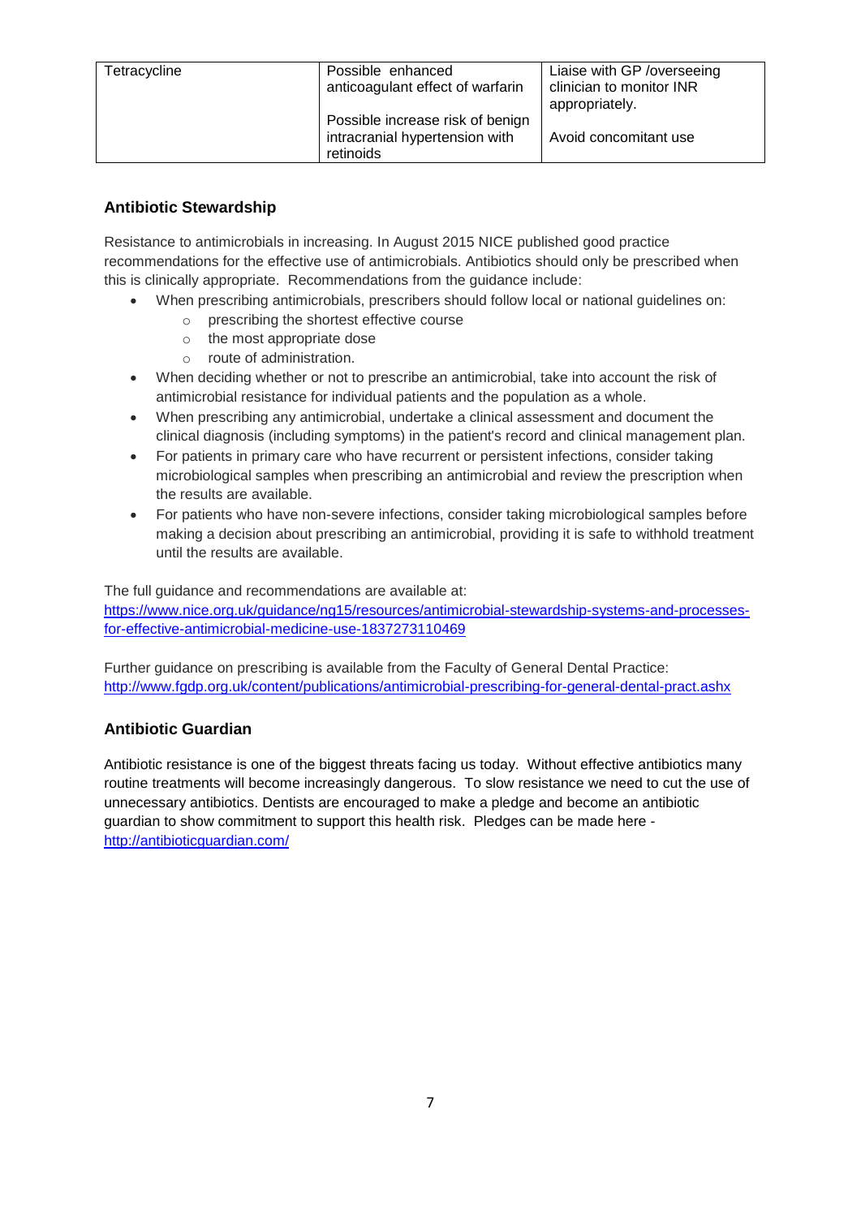| Tetracycline | Possible enhanced anticoagulant effect of warfarin | Liaise with GP /overseeing clinician to monitor INR appropriately. |
|---|---|---|
| | Possible increase risk of benign intracranial hypertension with retinoids | Avoid concomitant use |

### Antibiotic Stewardship

Resistance to antimicrobials in increasing. In August 2015 NICE published good practice recommendations for the effective use of antimicrobials. Antibiotics should only be prescribed when this is clinically appropriate. Recommendations from the guidance include:

- When prescribing antimicrobials, prescribers should follow local or national guidelines on:
  - prescribing the shortest effective course
  - the most appropriate dose
  - route of administration.
- When deciding whether or not to prescribe an antimicrobial, take into account the risk of antimicrobial resistance for individual patients and the population as a whole.
- When prescribing any antimicrobial, undertake a clinical assessment and document the clinical diagnosis (including symptoms) in the patient's record and clinical management plan.
- For patients in primary care who have recurrent or persistent infections, consider taking microbiological samples when prescribing an antimicrobial and review the prescription when the results are available.
- For patients who have non-severe infections, consider taking microbiological samples before making a decision about prescribing an antimicrobial, providing it is safe to withhold treatment until the results are available.

The full guidance and recommendations are available at:
https://www.nice.org.uk/guidance/ng15/resources/antimicrobial-stewardship-systems-and-processes-for-effective-antimicrobial-medicine-use-1837273110469

Further guidance on prescribing is available from the Faculty of General Dental Practice:
http://www.fgdp.org.uk/content/publications/antimicrobial-prescribing-for-general-dental-pract.ashx

### Antibiotic Guardian

Antibiotic resistance is one of the biggest threats facing us today. Without effective antibiotics many routine treatments will become increasingly dangerous. To slow resistance we need to cut the use of unnecessary antibiotics. Dentists are encouraged to make a pledge and become an antibiotic guardian to show commitment to support this health risk. Pledges can be made here - http://antibioticguardian.com/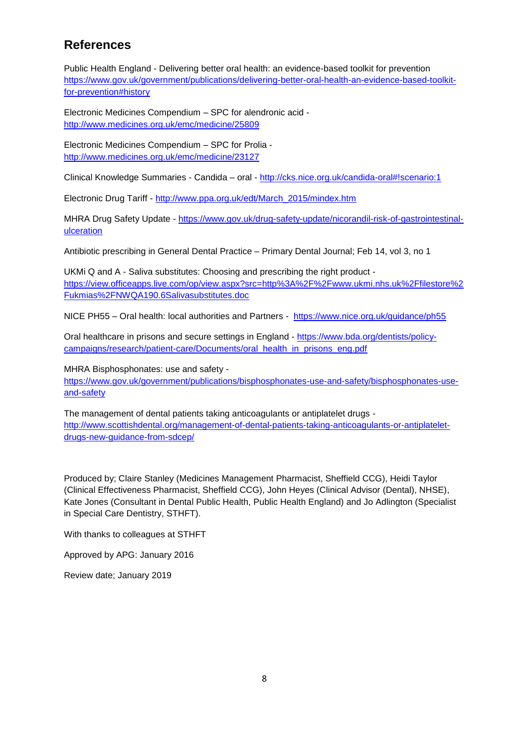## References

Public Health England - Delivering better oral health: an evidence-based toolkit for prevention https://www.gov.uk/government/publications/delivering-better-oral-health-an-evidence-based-toolkit-for-prevention#history

Electronic Medicines Compendium – SPC for alendronic acid - http://www.medicines.org.uk/emc/medicine/25809

Electronic Medicines Compendium – SPC for Prolia - http://www.medicines.org.uk/emc/medicine/23127

Clinical Knowledge Summaries - Candida – oral - http://cks.nice.org.uk/candida-oral#!scenario:1

Electronic Drug Tariff - http://www.ppa.org.uk/edt/March_2015/mindex.htm

MHRA Drug Safety Update - https://www.gov.uk/drug-safety-update/nicorandil-risk-of-gastrointestinal-ulceration

Antibiotic prescribing in General Dental Practice – Primary Dental Journal; Feb 14, vol 3, no 1

UKMi Q and A - Saliva substitutes: Choosing and prescribing the right product - https://view.officeapps.live.com/op/view.aspx?src=http%3A%2F%2Fwww.ukmi.nhs.uk%2Ffilestore%2Fukmias%2FNWQA190.6Salivasubstitutes.doc

NICE PH55 – Oral health: local authorities and Partners - https://www.nice.org.uk/guidance/ph55

Oral healthcare in prisons and secure settings in England - https://www.bda.org/dentists/policy-campaigns/research/patient-care/Documents/oral_health_in_prisons_eng.pdf

MHRA Bisphosphonates: use and safety - https://www.gov.uk/government/publications/bisphosphonates-use-and-safety/bisphosphonates-use-and-safety

The management of dental patients taking anticoagulants or antiplatelet drugs - http://www.scottishdental.org/management-of-dental-patients-taking-anticoagulants-or-antiplatelet-drugs-new-guidance-from-sdcep/

Produced by; Claire Stanley (Medicines Management Pharmacist, Sheffield CCG), Heidi Taylor (Clinical Effectiveness Pharmacist, Sheffield CCG), John Heyes (Clinical Advisor (Dental), NHSE), Kate Jones (Consultant in Dental Public Health, Public Health England) and Jo Adlington (Specialist in Special Care Dentistry, STHFT).

With thanks to colleagues at STHFT

Approved by APG: January 2016

Review date; January 2019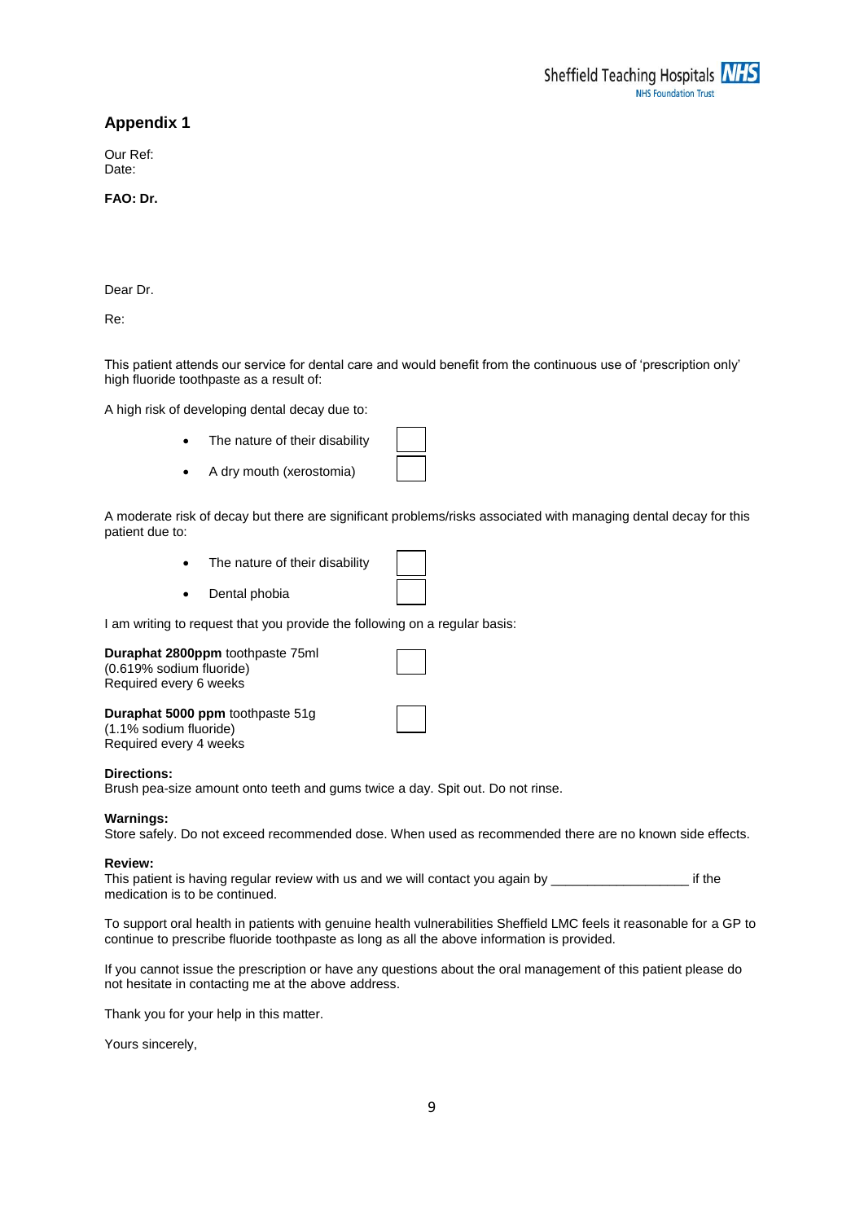## Appendix 1

Our Ref:
Date:

**FAO: Dr.**

Dear Dr.

Re:

This patient attends our service for dental care and would benefit from the continuous use of 'prescription only' high fluoride toothpaste as a result of:

A high risk of developing dental decay due to:

- The nature of their disability ☐
- A dry mouth (xerostomia) ☐

A moderate risk of decay but there are significant problems/risks associated with managing dental decay for this patient due to:

- The nature of their disability ☐
- Dental phobia ☐

I am writing to request that you provide the following on a regular basis:

**Duraphat 2800ppm** toothpaste 75ml
(0.619% sodium fluoride)
Required every 6 weeks ☐

**Duraphat 5000 ppm** toothpaste 51g
(1.1% sodium fluoride)
Required every 4 weeks ☐

**Directions:**
Brush pea-size amount onto teeth and gums twice a day. Spit out. Do not rinse.

**Warnings:**
Store safely. Do not exceed recommended dose. When used as recommended there are no known side effects.

**Review:**
This patient is having regular review with us and we will contact you again by ___________________ if the medication is to be continued.

To support oral health in patients with genuine health vulnerabilities Sheffield LMC feels it reasonable for a GP to continue to prescribe fluoride toothpaste as long as all the above information is provided.

If you cannot issue the prescription or have any questions about the oral management of this patient please do not hesitate in contacting me at the above address.

Thank you for your help in this matter.

Yours sincerely,